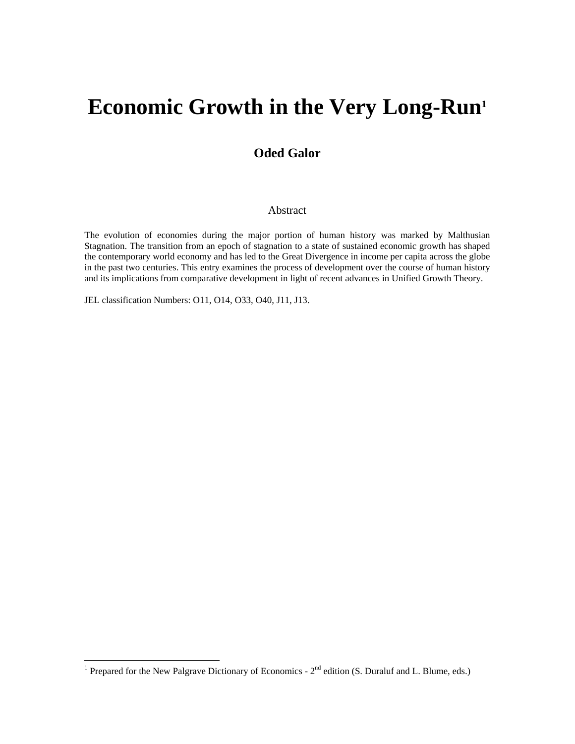# Economic Growth in the Very Long-Run[1]

**Oded Galor**

Abstract

The evolution of economies during the major portion of human history was marked by Malthusian Stagnation. The transition from an epoch of stagnation to a state of sustained economic growth has shaped the contemporary world economy and has led to the Great Divergence in income per capita across the globe in the past two centuries. This entry examines the process of development over the course of human history and its implications from comparative development in light of recent advances in Unified Growth Theory.

JEL classification Numbers: O11, O14, O33, O40, J11, J13.

---

[1] Prepared for the New Palgrave Dictionary of Economics - 2nd edition (S. Duraluf and L. Blume, eds.)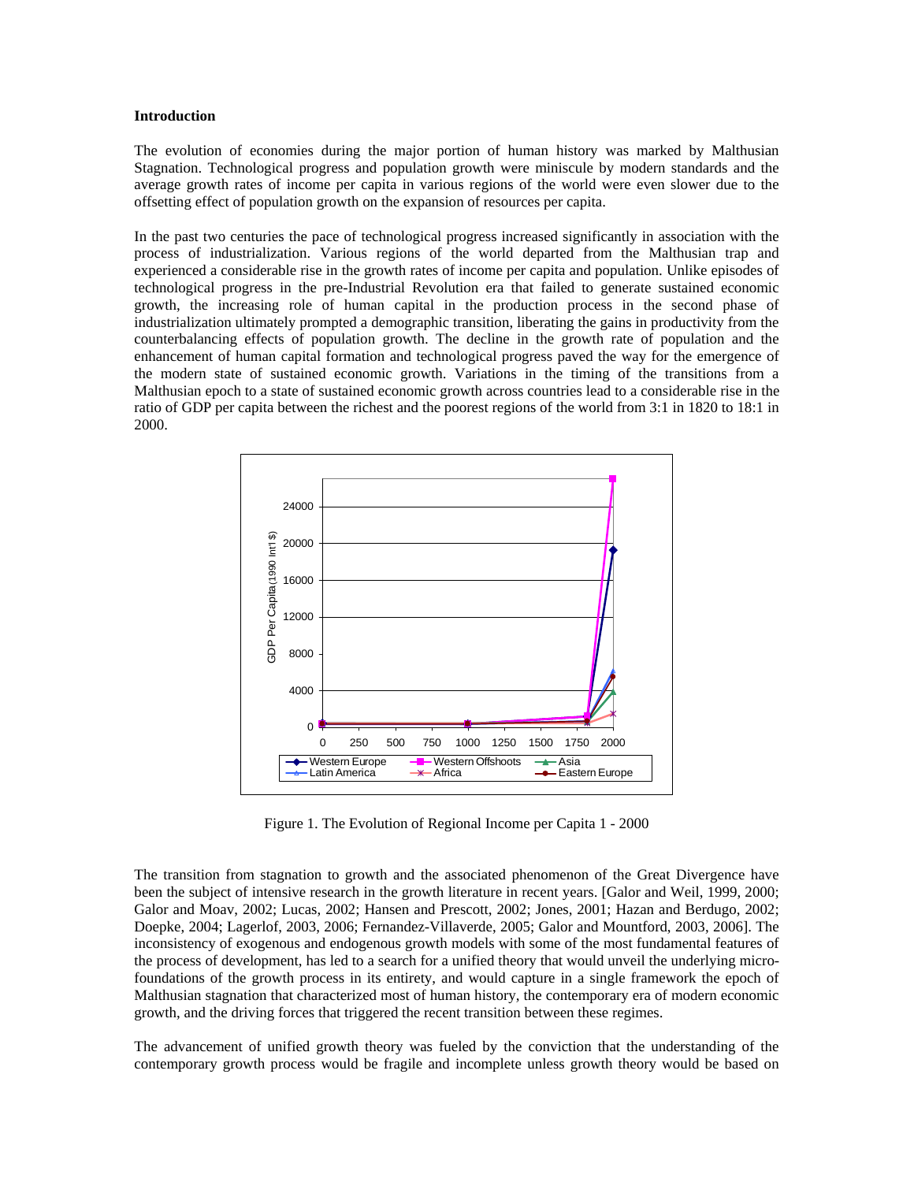**Introduction**

The evolution of economies during the major portion of human history was marked by Malthusian Stagnation. Technological progress and population growth were miniscule by modern standards and the average growth rates of income per capita in various regions of the world were even slower due to the offsetting effect of population growth on the expansion of resources per capita.

In the past two centuries the pace of technological progress increased significantly in association with the process of industrialization. Various regions of the world departed from the Malthusian trap and experienced a considerable rise in the growth rates of income per capita and population. Unlike episodes of technological progress in the pre-Industrial Revolution era that failed to generate sustained economic growth, the increasing role of human capital in the production process in the second phase of industrialization ultimately prompted a demographic transition, liberating the gains in productivity from the counterbalancing effects of population growth. The decline in the growth rate of population and the enhancement of human capital formation and technological progress paved the way for the emergence of the modern state of sustained economic growth. Variations in the timing of the transitions from a Malthusian epoch to a state of sustained economic growth across countries lead to a considerable rise in the ratio of GDP per capita between the richest and the poorest regions of the world from 3:1 in 1820 to 18:1 in 2000.

Figure 1. The Evolution of Regional Income per Capita 1 - 2000

The transition from stagnation to growth and the associated phenomenon of the Great Divergence have been the subject of intensive research in the growth literature in recent years. [Galor and Weil, 1999, 2000; Galor and Moav, 2002; Lucas, 2002; Hansen and Prescott, 2002; Jones, 2001; Hazan and Berdugo, 2002; Doepke, 2004; Lagerlof, 2003, 2006; Fernandez-Villaverde, 2005; Galor and Mountford, 2003, 2006]. The inconsistency of exogenous and endogenous growth models with some of the most fundamental features of the process of development, has led to a search for a unified theory that would unveil the underlying micro-foundations of the growth process in its entirety, and would capture in a single framework the epoch of Malthusian stagnation that characterized most of human history, the contemporary era of modern economic growth, and the driving forces that triggered the recent transition between these regimes.

The advancement of unified growth theory was fueled by the conviction that the understanding of the contemporary growth process would be fragile and incomplete unless growth theory would be based on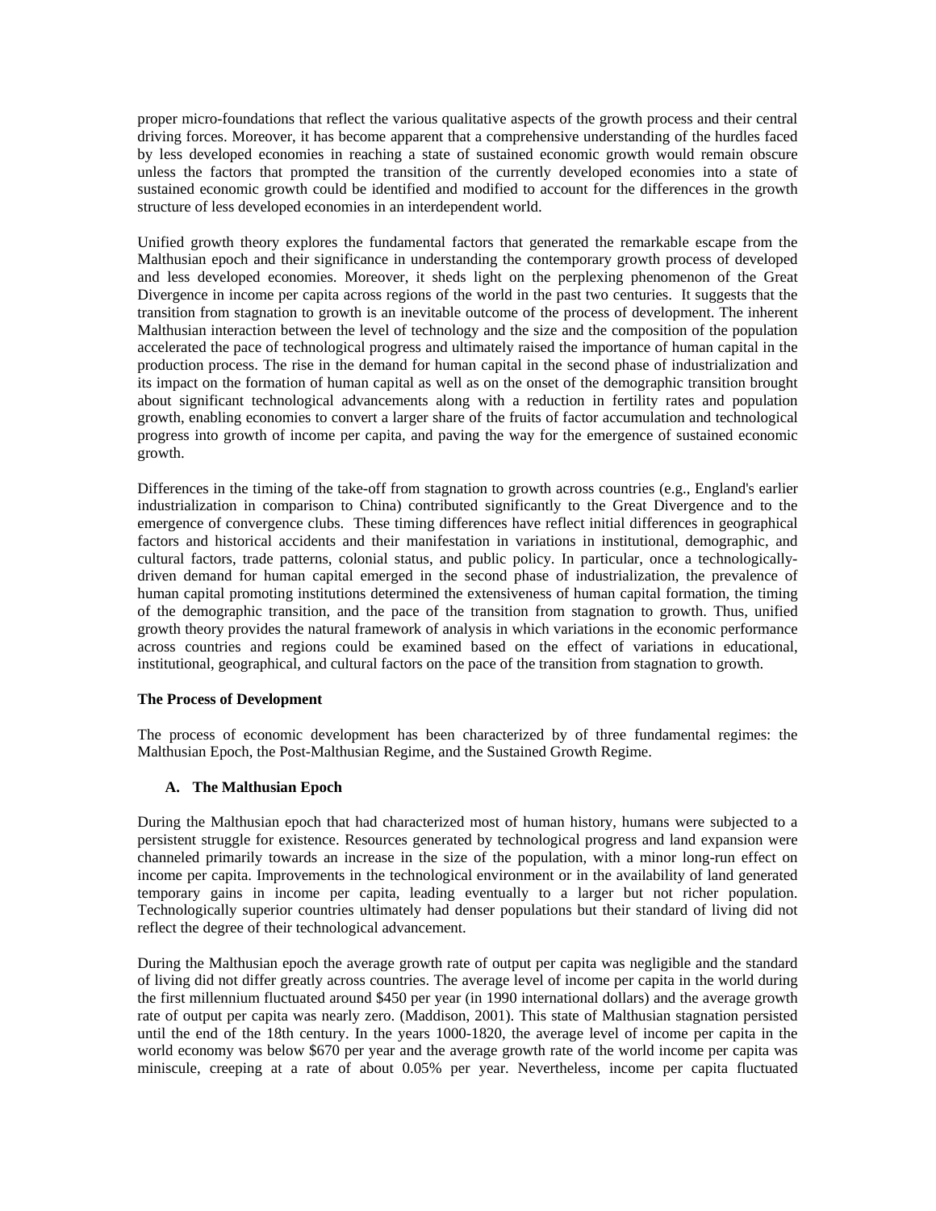proper micro-foundations that reflect the various qualitative aspects of the growth process and their central driving forces. Moreover, it has become apparent that a comprehensive understanding of the hurdles faced by less developed economies in reaching a state of sustained economic growth would remain obscure unless the factors that prompted the transition of the currently developed economies into a state of sustained economic growth could be identified and modified to account for the differences in the growth structure of less developed economies in an interdependent world.

Unified growth theory explores the fundamental factors that generated the remarkable escape from the Malthusian epoch and their significance in understanding the contemporary growth process of developed and less developed economies. Moreover, it sheds light on the perplexing phenomenon of the Great Divergence in income per capita across regions of the world in the past two centuries. It suggests that the transition from stagnation to growth is an inevitable outcome of the process of development. The inherent Malthusian interaction between the level of technology and the size and the composition of the population accelerated the pace of technological progress and ultimately raised the importance of human capital in the production process. The rise in the demand for human capital in the second phase of industrialization and its impact on the formation of human capital as well as on the onset of the demographic transition brought about significant technological advancements along with a reduction in fertility rates and population growth, enabling economies to convert a larger share of the fruits of factor accumulation and technological progress into growth of income per capita, and paving the way for the emergence of sustained economic growth.

Differences in the timing of the take-off from stagnation to growth across countries (e.g., England's earlier industrialization in comparison to China) contributed significantly to the Great Divergence and to the emergence of convergence clubs. These timing differences have reflect initial differences in geographical factors and historical accidents and their manifestation in variations in institutional, demographic, and cultural factors, trade patterns, colonial status, and public policy. In particular, once a technologically-driven demand for human capital emerged in the second phase of industrialization, the prevalence of human capital promoting institutions determined the extensiveness of human capital formation, the timing of the demographic transition, and the pace of the transition from stagnation to growth. Thus, unified growth theory provides the natural framework of analysis in which variations in the economic performance across countries and regions could be examined based on the effect of variations in educational, institutional, geographical, and cultural factors on the pace of the transition from stagnation to growth.

## The Process of Development

The process of economic development has been characterized by of three fundamental regimes: the Malthusian Epoch, the Post-Malthusian Regime, and the Sustained Growth Regime.

### A. The Malthusian Epoch

During the Malthusian epoch that had characterized most of human history, humans were subjected to a persistent struggle for existence. Resources generated by technological progress and land expansion were channeled primarily towards an increase in the size of the population, with a minor long-run effect on income per capita. Improvements in the technological environment or in the availability of land generated temporary gains in income per capita, leading eventually to a larger but not richer population. Technologically superior countries ultimately had denser populations but their standard of living did not reflect the degree of their technological advancement.

During the Malthusian epoch the average growth rate of output per capita was negligible and the standard of living did not differ greatly across countries. The average level of income per capita in the world during the first millennium fluctuated around $450 per year (in 1990 international dollars) and the average growth rate of output per capita was nearly zero. (Maddison, 2001). This state of Malthusian stagnation persisted until the end of the 18th century. In the years 1000-1820, the average level of income per capita in the world economy was below $670 per year and the average growth rate of the world income per capita was miniscule, creeping at a rate of about 0.05% per year. Nevertheless, income per capita fluctuated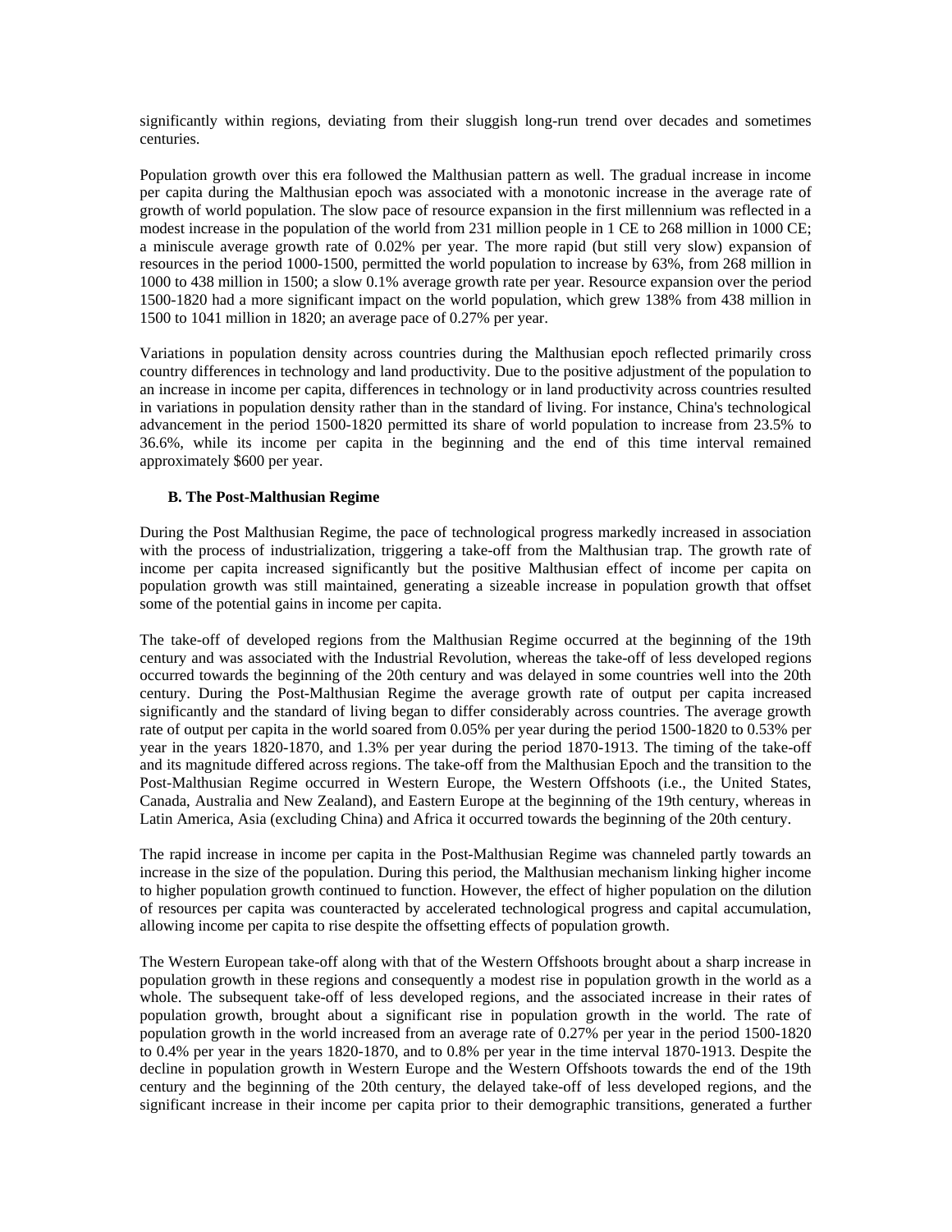significantly within regions, deviating from their sluggish long-run trend over decades and sometimes centuries.

Population growth over this era followed the Malthusian pattern as well. The gradual increase in income per capita during the Malthusian epoch was associated with a monotonic increase in the average rate of growth of world population. The slow pace of resource expansion in the first millennium was reflected in a modest increase in the population of the world from 231 million people in 1 CE to 268 million in 1000 CE; a miniscule average growth rate of 0.02% per year. The more rapid (but still very slow) expansion of resources in the period 1000-1500, permitted the world population to increase by 63%, from 268 million in 1000 to 438 million in 1500; a slow 0.1% average growth rate per year. Resource expansion over the period 1500-1820 had a more significant impact on the world population, which grew 138% from 438 million in 1500 to 1041 million in 1820; an average pace of 0.27% per year.

Variations in population density across countries during the Malthusian epoch reflected primarily cross country differences in technology and land productivity. Due to the positive adjustment of the population to an increase in income per capita, differences in technology or in land productivity across countries resulted in variations in population density rather than in the standard of living. For instance, China's technological advancement in the period 1500-1820 permitted its share of world population to increase from 23.5% to 36.6%, while its income per capita in the beginning and the end of this time interval remained approximately $600 per year.

### B. The Post-Malthusian Regime

During the Post Malthusian Regime, the pace of technological progress markedly increased in association with the process of industrialization, triggering a take-off from the Malthusian trap. The growth rate of income per capita increased significantly but the positive Malthusian effect of income per capita on population growth was still maintained, generating a sizeable increase in population growth that offset some of the potential gains in income per capita.

The take-off of developed regions from the Malthusian Regime occurred at the beginning of the 19th century and was associated with the Industrial Revolution, whereas the take-off of less developed regions occurred towards the beginning of the 20th century and was delayed in some countries well into the 20th century. During the Post-Malthusian Regime the average growth rate of output per capita increased significantly and the standard of living began to differ considerably across countries. The average growth rate of output per capita in the world soared from 0.05% per year during the period 1500-1820 to 0.53% per year in the years 1820-1870, and 1.3% per year during the period 1870-1913. The timing of the take-off and its magnitude differed across regions. The take-off from the Malthusian Epoch and the transition to the Post-Malthusian Regime occurred in Western Europe, the Western Offshoots (i.e., the United States, Canada, Australia and New Zealand), and Eastern Europe at the beginning of the 19th century, whereas in Latin America, Asia (excluding China) and Africa it occurred towards the beginning of the 20th century.

The rapid increase in income per capita in the Post-Malthusian Regime was channeled partly towards an increase in the size of the population. During this period, the Malthusian mechanism linking higher income to higher population growth continued to function. However, the effect of higher population on the dilution of resources per capita was counteracted by accelerated technological progress and capital accumulation, allowing income per capita to rise despite the offsetting effects of population growth.

The Western European take-off along with that of the Western Offshoots brought about a sharp increase in population growth in these regions and consequently a modest rise in population growth in the world as a whole. The subsequent take-off of less developed regions, and the associated increase in their rates of population growth, brought about a significant rise in population growth in the world. The rate of population growth in the world increased from an average rate of 0.27% per year in the period 1500-1820 to 0.4% per year in the years 1820-1870, and to 0.8% per year in the time interval 1870-1913. Despite the decline in population growth in Western Europe and the Western Offshoots towards the end of the 19th century and the beginning of the 20th century, the delayed take-off of less developed regions, and the significant increase in their income per capita prior to their demographic transitions, generated a further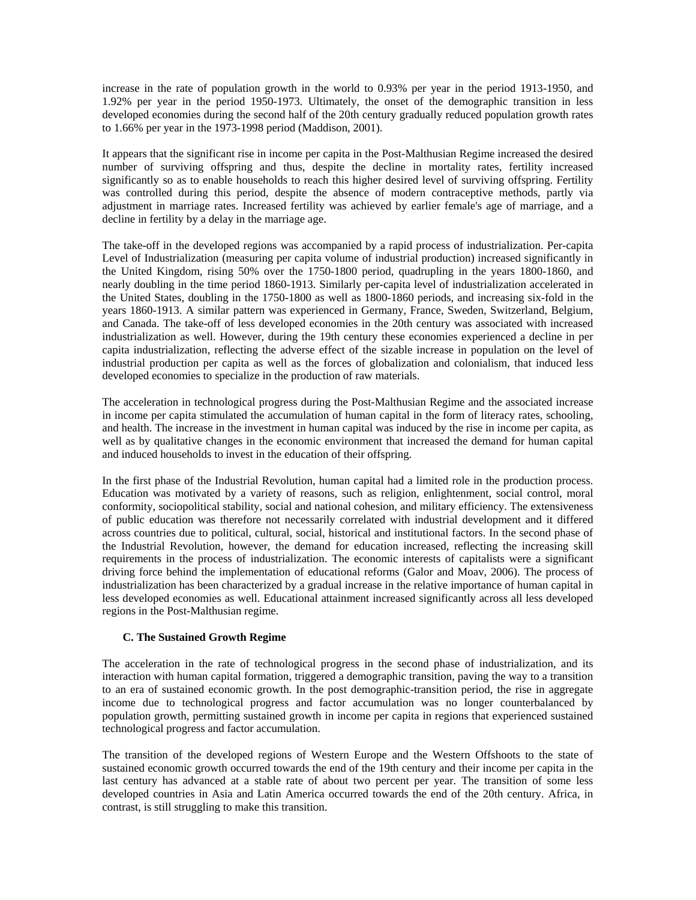increase in the rate of population growth in the world to 0.93% per year in the period 1913-1950, and 1.92% per year in the period 1950-1973. Ultimately, the onset of the demographic transition in less developed economies during the second half of the 20th century gradually reduced population growth rates to 1.66% per year in the 1973-1998 period (Maddison, 2001).

It appears that the significant rise in income per capita in the Post-Malthusian Regime increased the desired number of surviving offspring and thus, despite the decline in mortality rates, fertility increased significantly so as to enable households to reach this higher desired level of surviving offspring. Fertility was controlled during this period, despite the absence of modern contraceptive methods, partly via adjustment in marriage rates. Increased fertility was achieved by earlier female's age of marriage, and a decline in fertility by a delay in the marriage age.

The take-off in the developed regions was accompanied by a rapid process of industrialization. Per-capita Level of Industrialization (measuring per capita volume of industrial production) increased significantly in the United Kingdom, rising 50% over the 1750-1800 period, quadrupling in the years 1800-1860, and nearly doubling in the time period 1860-1913. Similarly per-capita level of industrialization accelerated in the United States, doubling in the 1750-1800 as well as 1800-1860 periods, and increasing six-fold in the years 1860-1913. A similar pattern was experienced in Germany, France, Sweden, Switzerland, Belgium, and Canada. The take-off of less developed economies in the 20th century was associated with increased industrialization as well. However, during the 19th century these economies experienced a decline in per capita industrialization, reflecting the adverse effect of the sizable increase in population on the level of industrial production per capita as well as the forces of globalization and colonialism, that induced less developed economies to specialize in the production of raw materials.

The acceleration in technological progress during the Post-Malthusian Regime and the associated increase in income per capita stimulated the accumulation of human capital in the form of literacy rates, schooling, and health. The increase in the investment in human capital was induced by the rise in income per capita, as well as by qualitative changes in the economic environment that increased the demand for human capital and induced households to invest in the education of their offspring.

In the first phase of the Industrial Revolution, human capital had a limited role in the production process. Education was motivated by a variety of reasons, such as religion, enlightenment, social control, moral conformity, sociopolitical stability, social and national cohesion, and military efficiency. The extensiveness of public education was therefore not necessarily correlated with industrial development and it differed across countries due to political, cultural, social, historical and institutional factors. In the second phase of the Industrial Revolution, however, the demand for education increased, reflecting the increasing skill requirements in the process of industrialization. The economic interests of capitalists were a significant driving force behind the implementation of educational reforms (Galor and Moav, 2006). The process of industrialization has been characterized by a gradual increase in the relative importance of human capital in less developed economies as well. Educational attainment increased significantly across all less developed regions in the Post-Malthusian regime.

### C. The Sustained Growth Regime

The acceleration in the rate of technological progress in the second phase of industrialization, and its interaction with human capital formation, triggered a demographic transition, paving the way to a transition to an era of sustained economic growth. In the post demographic-transition period, the rise in aggregate income due to technological progress and factor accumulation was no longer counterbalanced by population growth, permitting sustained growth in income per capita in regions that experienced sustained technological progress and factor accumulation.

The transition of the developed regions of Western Europe and the Western Offshoots to the state of sustained economic growth occurred towards the end of the 19th century and their income per capita in the last century has advanced at a stable rate of about two percent per year. The transition of some less developed countries in Asia and Latin America occurred towards the end of the 20th century. Africa, in contrast, is still struggling to make this transition.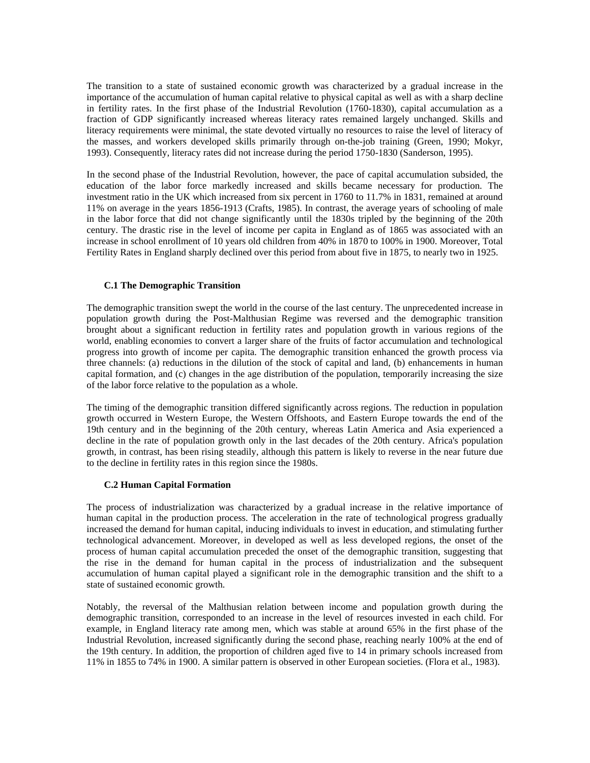The transition to a state of sustained economic growth was characterized by a gradual increase in the importance of the accumulation of human capital relative to physical capital as well as with a sharp decline in fertility rates. In the first phase of the Industrial Revolution (1760-1830), capital accumulation as a fraction of GDP significantly increased whereas literacy rates remained largely unchanged. Skills and literacy requirements were minimal, the state devoted virtually no resources to raise the level of literacy of the masses, and workers developed skills primarily through on-the-job training (Green, 1990; Mokyr, 1993). Consequently, literacy rates did not increase during the period 1750-1830 (Sanderson, 1995).

In the second phase of the Industrial Revolution, however, the pace of capital accumulation subsided, the education of the labor force markedly increased and skills became necessary for production. The investment ratio in the UK which increased from six percent in 1760 to 11.7% in 1831, remained at around 11% on average in the years 1856-1913 (Crafts, 1985). In contrast, the average years of schooling of male in the labor force that did not change significantly until the 1830s tripled by the beginning of the 20th century. The drastic rise in the level of income per capita in England as of 1865 was associated with an increase in school enrollment of 10 years old children from 40% in 1870 to 100% in 1900. Moreover, Total Fertility Rates in England sharply declined over this period from about five in 1875, to nearly two in 1925.

### C.1 The Demographic Transition

The demographic transition swept the world in the course of the last century. The unprecedented increase in population growth during the Post-Malthusian Regime was reversed and the demographic transition brought about a significant reduction in fertility rates and population growth in various regions of the world, enabling economies to convert a larger share of the fruits of factor accumulation and technological progress into growth of income per capita. The demographic transition enhanced the growth process via three channels: (a) reductions in the dilution of the stock of capital and land, (b) enhancements in human capital formation, and (c) changes in the age distribution of the population, temporarily increasing the size of the labor force relative to the population as a whole.

The timing of the demographic transition differed significantly across regions. The reduction in population growth occurred in Western Europe, the Western Offshoots, and Eastern Europe towards the end of the 19th century and in the beginning of the 20th century, whereas Latin America and Asia experienced a decline in the rate of population growth only in the last decades of the 20th century. Africa's population growth, in contrast, has been rising steadily, although this pattern is likely to reverse in the near future due to the decline in fertility rates in this region since the 1980s.

### C.2 Human Capital Formation

The process of industrialization was characterized by a gradual increase in the relative importance of human capital in the production process. The acceleration in the rate of technological progress gradually increased the demand for human capital, inducing individuals to invest in education, and stimulating further technological advancement. Moreover, in developed as well as less developed regions, the onset of the process of human capital accumulation preceded the onset of the demographic transition, suggesting that the rise in the demand for human capital in the process of industrialization and the subsequent accumulation of human capital played a significant role in the demographic transition and the shift to a state of sustained economic growth.

Notably, the reversal of the Malthusian relation between income and population growth during the demographic transition, corresponded to an increase in the level of resources invested in each child. For example, in England literacy rate among men, which was stable at around 65% in the first phase of the Industrial Revolution, increased significantly during the second phase, reaching nearly 100% at the end of the 19th century. In addition, the proportion of children aged five to 14 in primary schools increased from 11% in 1855 to 74% in 1900. A similar pattern is observed in other European societies. (Flora et al., 1983).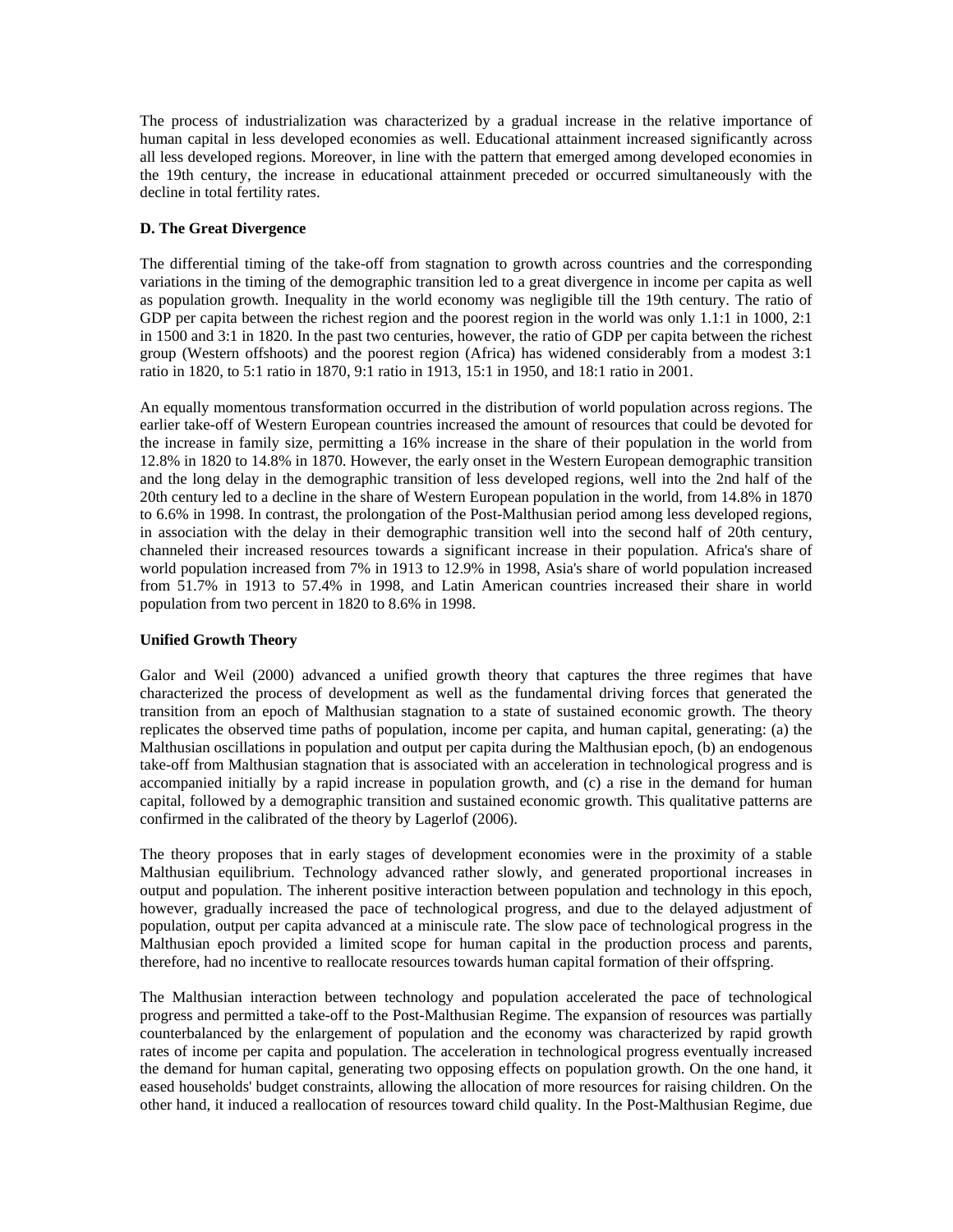The process of industrialization was characterized by a gradual increase in the relative importance of human capital in less developed economies as well. Educational attainment increased significantly across all less developed regions. Moreover, in line with the pattern that emerged among developed economies in the 19th century, the increase in educational attainment preceded or occurred simultaneously with the decline in total fertility rates.

**D. The Great Divergence**

The differential timing of the take-off from stagnation to growth across countries and the corresponding variations in the timing of the demographic transition led to a great divergence in income per capita as well as population growth. Inequality in the world economy was negligible till the 19th century. The ratio of GDP per capita between the richest region and the poorest region in the world was only 1.1:1 in 1000, 2:1 in 1500 and 3:1 in 1820. In the past two centuries, however, the ratio of GDP per capita between the richest group (Western offshoots) and the poorest region (Africa) has widened considerably from a modest 3:1 ratio in 1820, to 5:1 ratio in 1870, 9:1 ratio in 1913, 15:1 in 1950, and 18:1 ratio in 2001.

An equally momentous transformation occurred in the distribution of world population across regions. The earlier take-off of Western European countries increased the amount of resources that could be devoted for the increase in family size, permitting a 16% increase in the share of their population in the world from 12.8% in 1820 to 14.8% in 1870. However, the early onset in the Western European demographic transition and the long delay in the demographic transition of less developed regions, well into the 2nd half of the 20th century led to a decline in the share of Western European population in the world, from 14.8% in 1870 to 6.6% in 1998. In contrast, the prolongation of the Post-Malthusian period among less developed regions, in association with the delay in their demographic transition well into the second half of 20th century, channeled their increased resources towards a significant increase in their population. Africa's share of world population increased from 7% in 1913 to 12.9% in 1998, Asia's share of world population increased from 51.7% in 1913 to 57.4% in 1998, and Latin American countries increased their share in world population from two percent in 1820 to 8.6% in 1998.

**Unified Growth Theory**

Galor and Weil (2000) advanced a unified growth theory that captures the three regimes that have characterized the process of development as well as the fundamental driving forces that generated the transition from an epoch of Malthusian stagnation to a state of sustained economic growth. The theory replicates the observed time paths of population, income per capita, and human capital, generating: (a) the Malthusian oscillations in population and output per capita during the Malthusian epoch, (b) an endogenous take-off from Malthusian stagnation that is associated with an acceleration in technological progress and is accompanied initially by a rapid increase in population growth, and (c) a rise in the demand for human capital, followed by a demographic transition and sustained economic growth. This qualitative patterns are confirmed in the calibrated of the theory by Lagerlof (2006).

The theory proposes that in early stages of development economies were in the proximity of a stable Malthusian equilibrium. Technology advanced rather slowly, and generated proportional increases in output and population. The inherent positive interaction between population and technology in this epoch, however, gradually increased the pace of technological progress, and due to the delayed adjustment of population, output per capita advanced at a miniscule rate. The slow pace of technological progress in the Malthusian epoch provided a limited scope for human capital in the production process and parents, therefore, had no incentive to reallocate resources towards human capital formation of their offspring.

The Malthusian interaction between technology and population accelerated the pace of technological progress and permitted a take-off to the Post-Malthusian Regime. The expansion of resources was partially counterbalanced by the enlargement of population and the economy was characterized by rapid growth rates of income per capita and population. The acceleration in technological progress eventually increased the demand for human capital, generating two opposing effects on population growth. On the one hand, it eased households' budget constraints, allowing the allocation of more resources for raising children. On the other hand, it induced a reallocation of resources toward child quality. In the Post-Malthusian Regime, due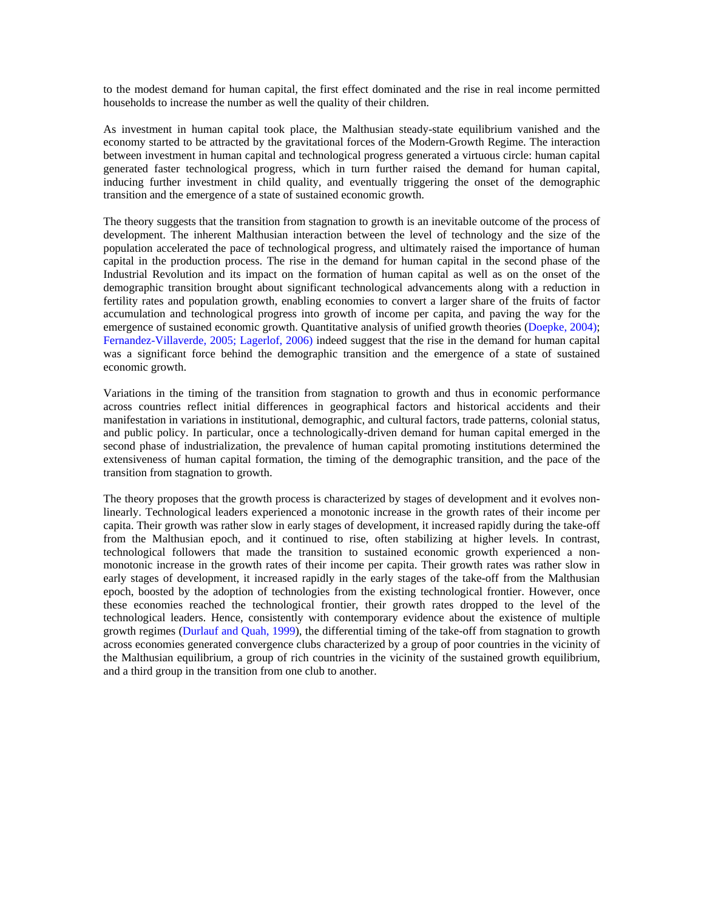to the modest demand for human capital, the first effect dominated and the rise in real income permitted households to increase the number as well the quality of their children.

As investment in human capital took place, the Malthusian steady-state equilibrium vanished and the economy started to be attracted by the gravitational forces of the Modern-Growth Regime. The interaction between investment in human capital and technological progress generated a virtuous circle: human capital generated faster technological progress, which in turn further raised the demand for human capital, inducing further investment in child quality, and eventually triggering the onset of the demographic transition and the emergence of a state of sustained economic growth.

The theory suggests that the transition from stagnation to growth is an inevitable outcome of the process of development. The inherent Malthusian interaction between the level of technology and the size of the population accelerated the pace of technological progress, and ultimately raised the importance of human capital in the production process. The rise in the demand for human capital in the second phase of the Industrial Revolution and its impact on the formation of human capital as well as on the onset of the demographic transition brought about significant technological advancements along with a reduction in fertility rates and population growth, enabling economies to convert a larger share of the fruits of factor accumulation and technological progress into growth of income per capita, and paving the way for the emergence of sustained economic growth. Quantitative analysis of unified growth theories (Doepke, 2004); Fernandez-Villaverde, 2005; Lagerlof, 2006) indeed suggest that the rise in the demand for human capital was a significant force behind the demographic transition and the emergence of a state of sustained economic growth.

Variations in the timing of the transition from stagnation to growth and thus in economic performance across countries reflect initial differences in geographical factors and historical accidents and their manifestation in variations in institutional, demographic, and cultural factors, trade patterns, colonial status, and public policy. In particular, once a technologically-driven demand for human capital emerged in the second phase of industrialization, the prevalence of human capital promoting institutions determined the extensiveness of human capital formation, the timing of the demographic transition, and the pace of the transition from stagnation to growth.

The theory proposes that the growth process is characterized by stages of development and it evolves non-linearly. Technological leaders experienced a monotonic increase in the growth rates of their income per capita. Their growth was rather slow in early stages of development, it increased rapidly during the take-off from the Malthusian epoch, and it continued to rise, often stabilizing at higher levels. In contrast, technological followers that made the transition to sustained economic growth experienced a non-monotonic increase in the growth rates of their income per capita. Their growth rates was rather slow in early stages of development, it increased rapidly in the early stages of the take-off from the Malthusian epoch, boosted by the adoption of technologies from the existing technological frontier. However, once these economies reached the technological frontier, their growth rates dropped to the level of the technological leaders. Hence, consistently with contemporary evidence about the existence of multiple growth regimes (Durlauf and Quah, 1999), the differential timing of the take-off from stagnation to growth across economies generated convergence clubs characterized by a group of poor countries in the vicinity of the Malthusian equilibrium, a group of rich countries in the vicinity of the sustained growth equilibrium, and a third group in the transition from one club to another.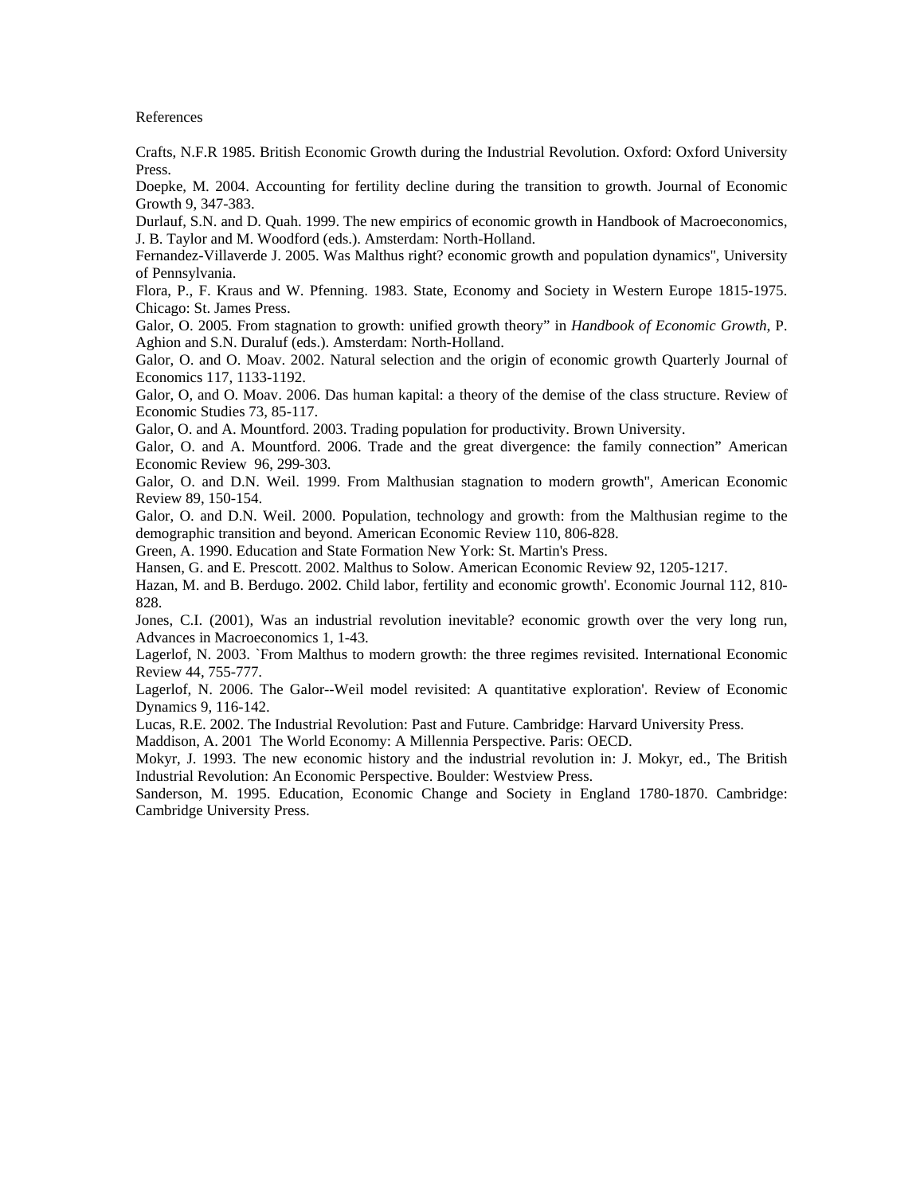References

Crafts, N.F.R 1985. British Economic Growth during the Industrial Revolution. Oxford: Oxford University Press.

Doepke, M. 2004. Accounting for fertility decline during the transition to growth. Journal of Economic Growth 9, 347-383.

Durlauf, S.N. and D. Quah. 1999. The new empirics of economic growth in Handbook of Macroeconomics, J. B. Taylor and M. Woodford (eds.). Amsterdam: North-Holland.

Fernandez-Villaverde J. 2005. Was Malthus right? economic growth and population dynamics", University of Pennsylvania.

Flora, P., F. Kraus and W. Pfenning. 1983. State, Economy and Society in Western Europe 1815-1975. Chicago: St. James Press.

Galor, O. 2005. From stagnation to growth: unified growth theory" in *Handbook of Economic Growth*, P. Aghion and S.N. Duraluf (eds.). Amsterdam: North-Holland.

Galor, O. and O. Moav. 2002. Natural selection and the origin of economic growth Quarterly Journal of Economics 117, 1133-1192.

Galor, O, and O. Moav. 2006. Das human kapital: a theory of the demise of the class structure. Review of Economic Studies 73, 85-117.

Galor, O. and A. Mountford. 2003. Trading population for productivity. Brown University.

Galor, O. and A. Mountford. 2006. Trade and the great divergence: the family connection" American Economic Review 96, 299-303.

Galor, O. and D.N. Weil. 1999. From Malthusian stagnation to modern growth", American Economic Review 89, 150-154.

Galor, O. and D.N. Weil. 2000. Population, technology and growth: from the Malthusian regime to the demographic transition and beyond. American Economic Review 110, 806-828.

Green, A. 1990. Education and State Formation New York: St. Martin's Press.

Hansen, G. and E. Prescott. 2002. Malthus to Solow. American Economic Review 92, 1205-1217.

Hazan, M. and B. Berdugo. 2002. Child labor, fertility and economic growth'. Economic Journal 112, 810-828.

Jones, C.I. (2001), Was an industrial revolution inevitable? economic growth over the very long run, Advances in Macroeconomics 1, 1-43.

Lagerlof, N. 2003. `From Malthus to modern growth: the three regimes revisited. International Economic Review 44, 755-777.

Lagerlof, N. 2006. The Galor--Weil model revisited: A quantitative exploration'. Review of Economic Dynamics 9, 116-142.

Lucas, R.E. 2002. The Industrial Revolution: Past and Future. Cambridge: Harvard University Press.

Maddison, A. 2001 The World Economy: A Millennia Perspective. Paris: OECD.

Mokyr, J. 1993. The new economic history and the industrial revolution in: J. Mokyr, ed., The British Industrial Revolution: An Economic Perspective. Boulder: Westview Press.

Sanderson, M. 1995. Education, Economic Change and Society in England 1780-1870. Cambridge: Cambridge University Press.